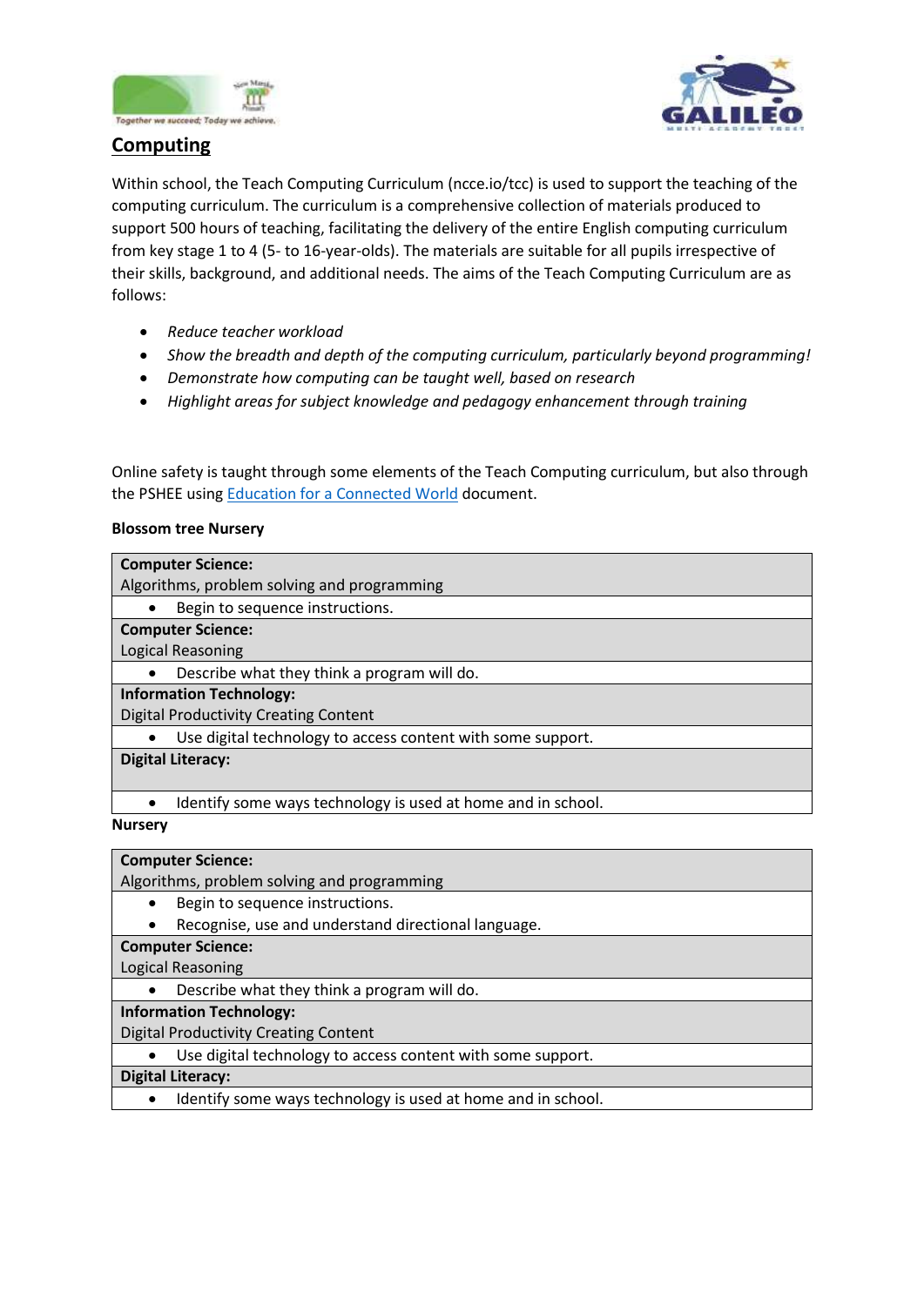## Computing

Within school, the Teach Computing Curriculum (ncce.io/tcc) is used to support the teaching of the computing curriculum. The curriculum is a comprehensive collection of materials produced to support 500 hours of teaching, facilitating the delivery of the entire English computing curriculum from key stage 1 to 4 (5- to 16-year-olds). The materials are suitable for all pupils irrespective of their skills, background, and additional needs. The aims of the Teach Computing Curriculum are as follows:

- *Reduce teacher workload*
- *Show the breadth and depth of the computing curriculum, particularly beyond programming!*
- *Demonstrate how computing can be taught well, based on research*
- *Highlight areas for subject knowledge and pedagogy enhancement through training*

Online safety is taught through some elements of the Teach Computing curriculum, but also through the PSHEE using Education for a Connected World document.

**Blossom tree Nursery**

| **Computer Science:** Algorithms, problem solving and programming |
|---|
| • Begin to sequence instructions. |
| **Computer Science:** Logical Reasoning |
| • Describe what they think a program will do. |
| **Information Technology:** Digital Productivity Creating Content |
| • Use digital technology to access content with some support. |
| **Digital Literacy:** |
| • Identify some ways technology is used at home and in school. |

**Nursery**

| **Computer Science:** Algorithms, problem solving and programming |
|---|
| • Begin to sequence instructions.<br>• Recognise, use and understand directional language. |
| **Computer Science:** Logical Reasoning |
| • Describe what they think a program will do. |
| **Information Technology:** Digital Productivity Creating Content |
| • Use digital technology to access content with some support. |
| **Digital Literacy:** |
| • Identify some ways technology is used at home and in school. |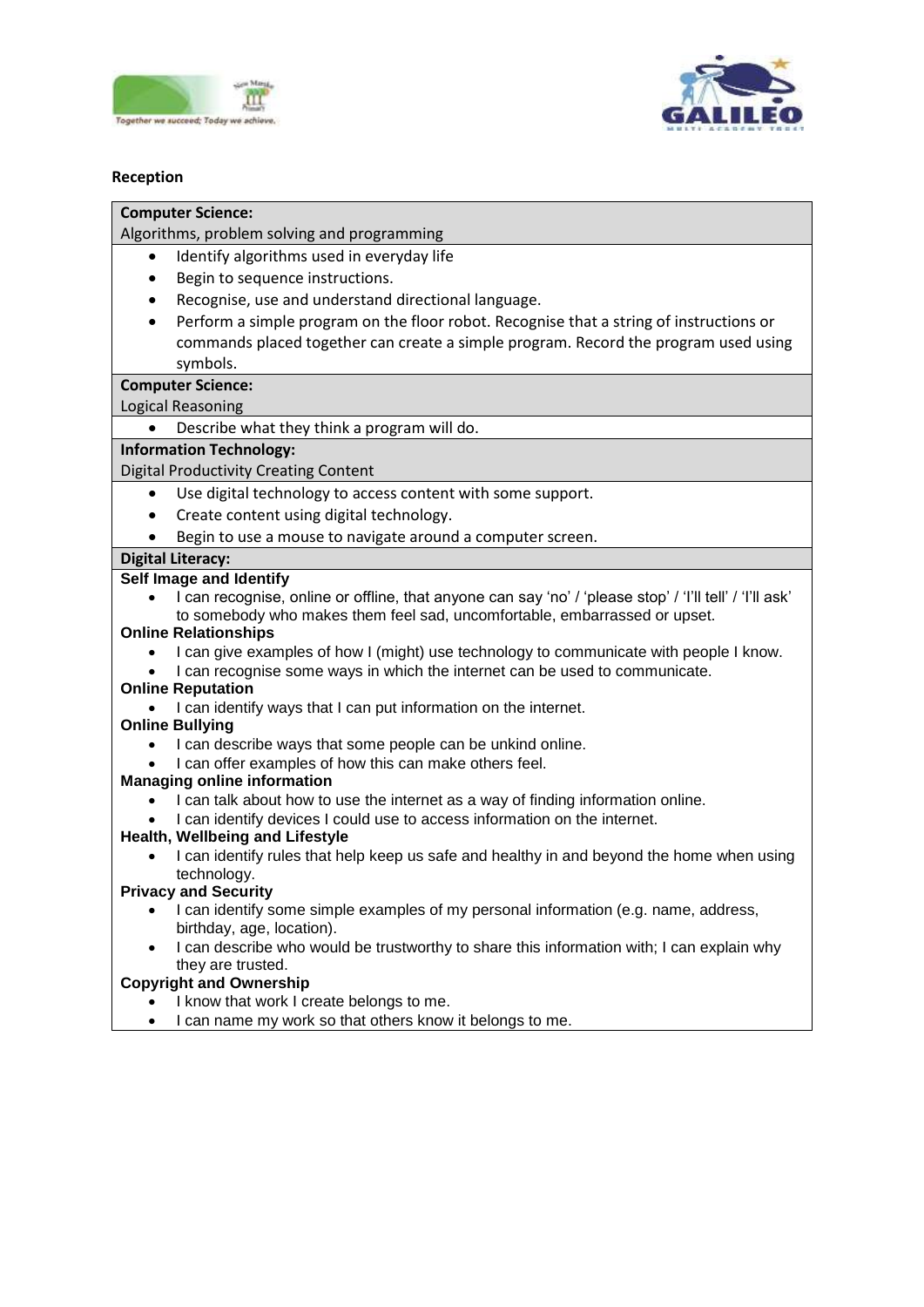**Reception**

**Computer Science:**
Algorithms, problem solving and programming

- Identify algorithms used in everyday life
- Begin to sequence instructions.
- Recognise, use and understand directional language.
- Perform a simple program on the floor robot. Recognise that a string of instructions or commands placed together can create a simple program. Record the program used using symbols.

**Computer Science:**
Logical Reasoning

- Describe what they think a program will do.

**Information Technology:**
Digital Productivity Creating Content

- Use digital technology to access content with some support.
- Create content using digital technology.
- Begin to use a mouse to navigate around a computer screen.

**Digital Literacy:**

**Self Image and Identify**

- I can recognise, online or offline, that anyone can say 'no' / 'please stop' / 'I'll tell' / 'I'll ask' to somebody who makes them feel sad, uncomfortable, embarrassed or upset.

**Online Relationships**

- I can give examples of how I (might) use technology to communicate with people I know.
- I can recognise some ways in which the internet can be used to communicate.

**Online Reputation**

- I can identify ways that I can put information on the internet.

**Online Bullying**

- I can describe ways that some people can be unkind online.
- I can offer examples of how this can make others feel.

**Managing online information**

- I can talk about how to use the internet as a way of finding information online.
- I can identify devices I could use to access information on the internet.

**Health, Wellbeing and Lifestyle**

- I can identify rules that help keep us safe and healthy in and beyond the home when using technology.

**Privacy and Security**

- I can identify some simple examples of my personal information (e.g. name, address, birthday, age, location).
- I can describe who would be trustworthy to share this information with; I can explain why they are trusted.

**Copyright and Ownership**

- I know that work I create belongs to me.
- I can name my work so that others know it belongs to me.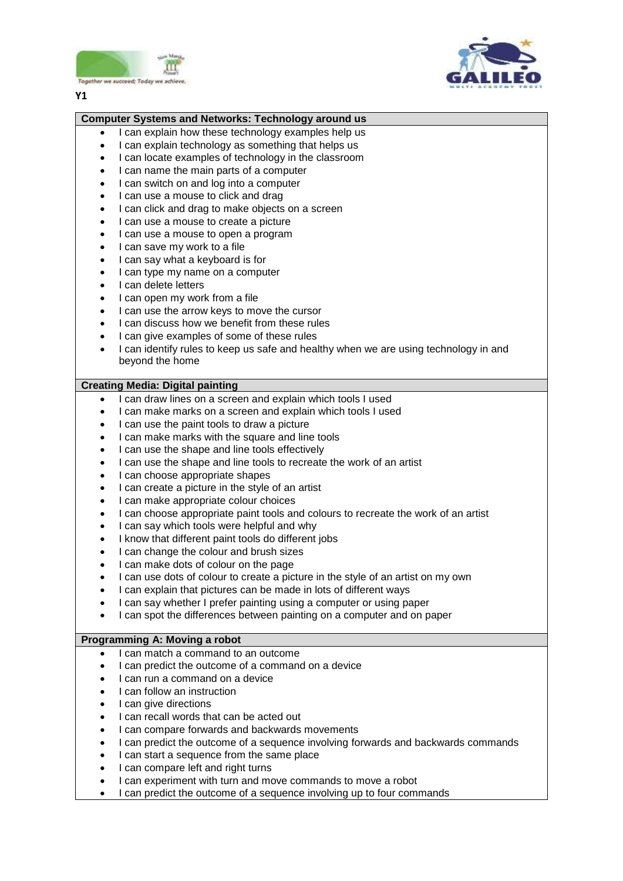**Y1**

## Computer Systems and Networks: Technology around us

- I can explain how these technology examples help us
- I can explain technology as something that helps us
- I can locate examples of technology in the classroom
- I can name the main parts of a computer
- I can switch on and log into a computer
- I can use a mouse to click and drag
- I can click and drag to make objects on a screen
- I can use a mouse to create a picture
- I can use a mouse to open a program
- I can save my work to a file
- I can say what a keyboard is for
- I can type my name on a computer
- I can delete letters
- I can open my work from a file
- I can use the arrow keys to move the cursor
- I can discuss how we benefit from these rules
- I can give examples of some of these rules
- I can identify rules to keep us safe and healthy when we are using technology in and beyond the home

## Creating Media: Digital painting

- I can draw lines on a screen and explain which tools I used
- I can make marks on a screen and explain which tools I used
- I can use the paint tools to draw a picture
- I can make marks with the square and line tools
- I can use the shape and line tools effectively
- I can use the shape and line tools to recreate the work of an artist
- I can choose appropriate shapes
- I can create a picture in the style of an artist
- I can make appropriate colour choices
- I can choose appropriate paint tools and colours to recreate the work of an artist
- I can say which tools were helpful and why
- I know that different paint tools do different jobs
- I can change the colour and brush sizes
- I can make dots of colour on the page
- I can use dots of colour to create a picture in the style of an artist on my own
- I can explain that pictures can be made in lots of different ways
- I can say whether I prefer painting using a computer or using paper
- I can spot the differences between painting on a computer and on paper

## Programming A: Moving a robot

- I can match a command to an outcome
- I can predict the outcome of a command on a device
- I can run a command on a device
- I can follow an instruction
- I can give directions
- I can recall words that can be acted out
- I can compare forwards and backwards movements
- I can predict the outcome of a sequence involving forwards and backwards commands
- I can start a sequence from the same place
- I can compare left and right turns
- I can experiment with turn and move commands to move a robot
- I can predict the outcome of a sequence involving up to four commands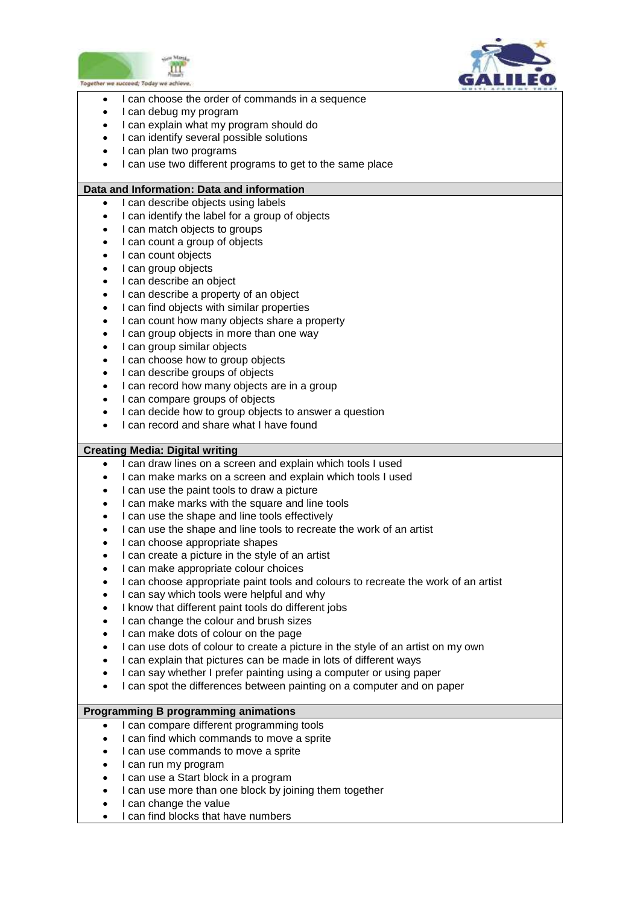- I can choose the order of commands in a sequence
- I can debug my program
- I can explain what my program should do
- I can identify several possible solutions
- I can plan two programs
- I can use two different programs to get to the same place

**Data and Information: Data and information**

- I can describe objects using labels
- I can identify the label for a group of objects
- I can match objects to groups
- I can count a group of objects
- I can count objects
- I can group objects
- I can describe an object
- I can describe a property of an object
- I can find objects with similar properties
- I can count how many objects share a property
- I can group objects in more than one way
- I can group similar objects
- I can choose how to group objects
- I can describe groups of objects
- I can record how many objects are in a group
- I can compare groups of objects
- I can decide how to group objects to answer a question
- I can record and share what I have found

**Creating Media: Digital writing**

- I can draw lines on a screen and explain which tools I used
- I can make marks on a screen and explain which tools I used
- I can use the paint tools to draw a picture
- I can make marks with the square and line tools
- I can use the shape and line tools effectively
- I can use the shape and line tools to recreate the work of an artist
- I can choose appropriate shapes
- I can create a picture in the style of an artist
- I can make appropriate colour choices
- I can choose appropriate paint tools and colours to recreate the work of an artist
- I can say which tools were helpful and why
- I know that different paint tools do different jobs
- I can change the colour and brush sizes
- I can make dots of colour on the page
- I can use dots of colour to create a picture in the style of an artist on my own
- I can explain that pictures can be made in lots of different ways
- I can say whether I prefer painting using a computer or using paper
- I can spot the differences between painting on a computer and on paper

**Programming B programming animations**

- I can compare different programming tools
- I can find which commands to move a sprite
- I can use commands to move a sprite
- I can run my program
- I can use a Start block in a program
- I can use more than one block by joining them together
- I can change the value
- I can find blocks that have numbers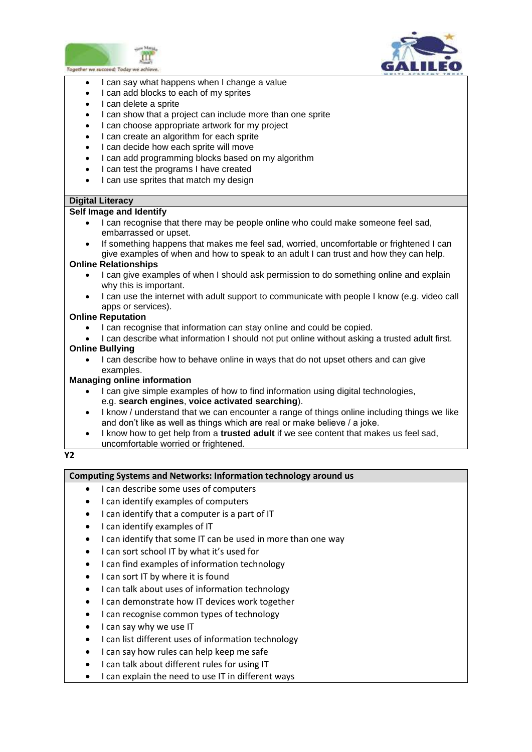- I can say what happens when I change a value
- I can add blocks to each of my sprites
- I can delete a sprite
- I can show that a project can include more than one sprite
- I can choose appropriate artwork for my project
- I can create an algorithm for each sprite
- I can decide how each sprite will move
- I can add programming blocks based on my algorithm
- I can test the programs I have created
- I can use sprites that match my design

**Digital Literacy**

**Self Image and Identify**

- I can recognise that there may be people online who could make someone feel sad, embarrassed or upset.
- If something happens that makes me feel sad, worried, uncomfortable or frightened I can give examples of when and how to speak to an adult I can trust and how they can help.

**Online Relationships**

- I can give examples of when I should ask permission to do something online and explain why this is important.
- I can use the internet with adult support to communicate with people I know (e.g. video call apps or services).

**Online Reputation**

- I can recognise that information can stay online and could be copied.
- I can describe what information I should not put online without asking a trusted adult first.

**Online Bullying**

- I can describe how to behave online in ways that do not upset others and can give examples.

**Managing online information**

- I can give simple examples of how to find information using digital technologies, e.g. **search engines**, **voice activated searching**).
- I know / understand that we can encounter a range of things online including things we like and don't like as well as things which are real or make believe / a joke.
- I know how to get help from a **trusted adult** if we see content that makes us feel sad, uncomfortable worried or frightened.

**Y2**

**Computing Systems and Networks: Information technology around us**

- I can describe some uses of computers
- I can identify examples of computers
- I can identify that a computer is a part of IT
- I can identify examples of IT
- I can identify that some IT can be used in more than one way
- I can sort school IT by what it's used for
- I can find examples of information technology
- I can sort IT by where it is found
- I can talk about uses of information technology
- I can demonstrate how IT devices work together
- I can recognise common types of technology
- I can say why we use IT
- I can list different uses of information technology
- I can say how rules can help keep me safe
- I can talk about different rules for using IT
- I can explain the need to use IT in different ways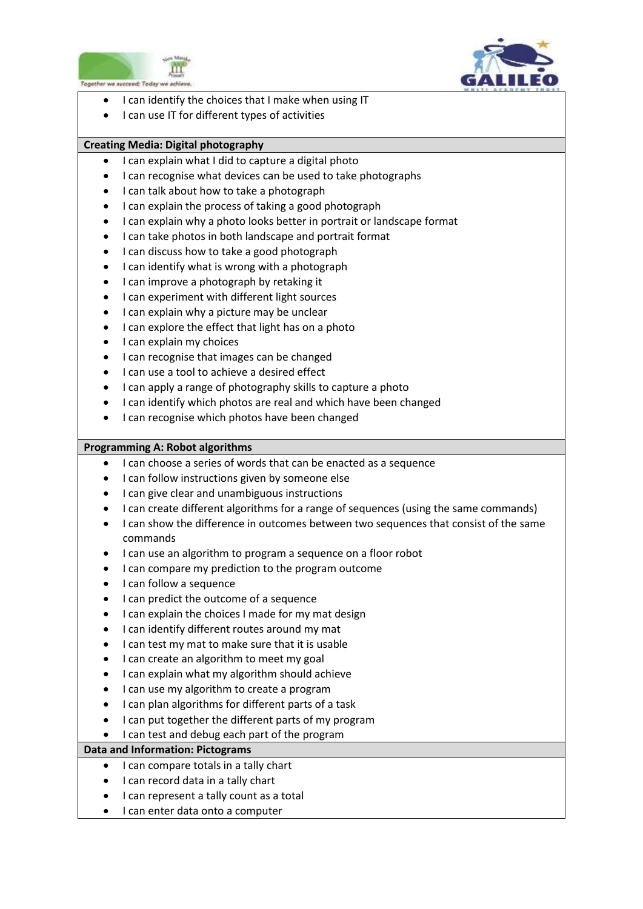- I can identify the choices that I make when using IT
- I can use IT for different types of activities

**Creating Media: Digital photography**

- I can explain what I did to capture a digital photo
- I can recognise what devices can be used to take photographs
- I can talk about how to take a photograph
- I can explain the process of taking a good photograph
- I can explain why a photo looks better in portrait or landscape format
- I can take photos in both landscape and portrait format
- I can discuss how to take a good photograph
- I can identify what is wrong with a photograph
- I can improve a photograph by retaking it
- I can experiment with different light sources
- I can explain why a picture may be unclear
- I can explore the effect that light has on a photo
- I can explain my choices
- I can recognise that images can be changed
- I can use a tool to achieve a desired effect
- I can apply a range of photography skills to capture a photo
- I can identify which photos are real and which have been changed
- I can recognise which photos have been changed

**Programming A: Robot algorithms**

- I can choose a series of words that can be enacted as a sequence
- I can follow instructions given by someone else
- I can give clear and unambiguous instructions
- I can create different algorithms for a range of sequences (using the same commands)
- I can show the difference in outcomes between two sequences that consist of the same commands
- I can use an algorithm to program a sequence on a floor robot
- I can compare my prediction to the program outcome
- I can follow a sequence
- I can predict the outcome of a sequence
- I can explain the choices I made for my mat design
- I can identify different routes around my mat
- I can test my mat to make sure that it is usable
- I can create an algorithm to meet my goal
- I can explain what my algorithm should achieve
- I can use my algorithm to create a program
- I can plan algorithms for different parts of a task
- I can put together the different parts of my program
- I can test and debug each part of the program

**Data and Information: Pictograms**

- I can compare totals in a tally chart
- I can record data in a tally chart
- I can represent a tally count as a total
- I can enter data onto a computer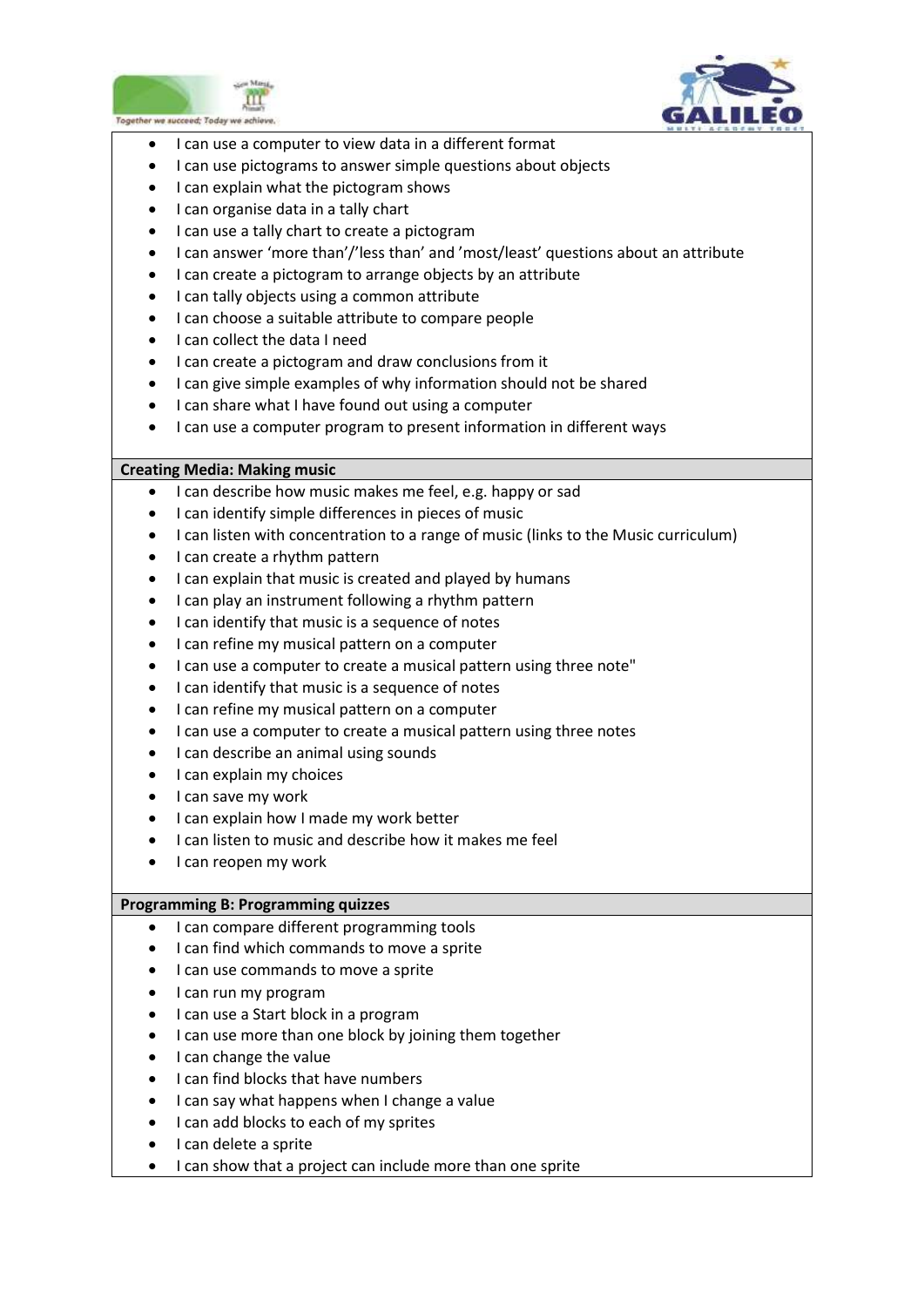- I can use a computer to view data in a different format
- I can use pictograms to answer simple questions about objects
- I can explain what the pictogram shows
- I can organise data in a tally chart
- I can use a tally chart to create a pictogram
- I can answer 'more than'/'less than' and 'most/least' questions about an attribute
- I can create a pictogram to arrange objects by an attribute
- I can tally objects using a common attribute
- I can choose a suitable attribute to compare people
- I can collect the data I need
- I can create a pictogram and draw conclusions from it
- I can give simple examples of why information should not be shared
- I can share what I have found out using a computer
- I can use a computer program to present information in different ways

**Creating Media: Making music**

- I can describe how music makes me feel, e.g. happy or sad
- I can identify simple differences in pieces of music
- I can listen with concentration to a range of music (links to the Music curriculum)
- I can create a rhythm pattern
- I can explain that music is created and played by humans
- I can play an instrument following a rhythm pattern
- I can identify that music is a sequence of notes
- I can refine my musical pattern on a computer
- I can use a computer to create a musical pattern using three note"
- I can identify that music is a sequence of notes
- I can refine my musical pattern on a computer
- I can use a computer to create a musical pattern using three notes
- I can describe an animal using sounds
- I can explain my choices
- I can save my work
- I can explain how I made my work better
- I can listen to music and describe how it makes me feel
- I can reopen my work

**Programming B: Programming quizzes**

- I can compare different programming tools
- I can find which commands to move a sprite
- I can use commands to move a sprite
- I can run my program
- I can use a Start block in a program
- I can use more than one block by joining them together
- I can change the value
- I can find blocks that have numbers
- I can say what happens when I change a value
- I can add blocks to each of my sprites
- I can delete a sprite
- I can show that a project can include more than one sprite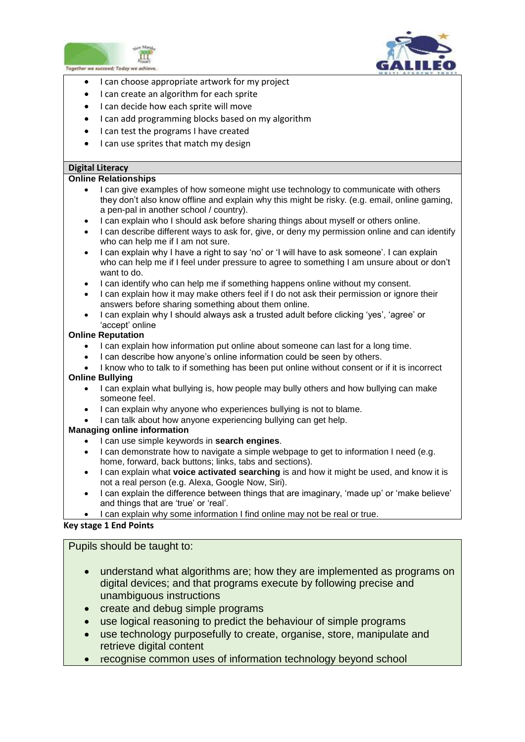- I can choose appropriate artwork for my project
- I can create an algorithm for each sprite
- I can decide how each sprite will move
- I can add programming blocks based on my algorithm
- I can test the programs I have created
- I can use sprites that match my design

## Digital Literacy

### Online Relationships

- I can give examples of how someone might use technology to communicate with others they don't also know offline and explain why this might be risky. (e.g. email, online gaming, a pen-pal in another school / country).
- I can explain who I should ask before sharing things about myself or others online.
- I can describe different ways to ask for, give, or deny my permission online and can identify who can help me if I am not sure.
- I can explain why I have a right to say 'no' or 'I will have to ask someone'. I can explain who can help me if I feel under pressure to agree to something I am unsure about or don't want to do.
- I can identify who can help me if something happens online without my consent.
- I can explain how it may make others feel if I do not ask their permission or ignore their answers before sharing something about them online.
- I can explain why I should always ask a trusted adult before clicking 'yes', 'agree' or 'accept' online

### Online Reputation

- I can explain how information put online about someone can last for a long time.
- I can describe how anyone's online information could be seen by others.
- I know who to talk to if something has been put online without consent or if it is incorrect

### Online Bullying

- I can explain what bullying is, how people may bully others and how bullying can make someone feel.
- I can explain why anyone who experiences bullying is not to blame.
- I can talk about how anyone experiencing bullying can get help.

### Managing online information

- I can use simple keywords in **search engines**.
- I can demonstrate how to navigate a simple webpage to get to information I need (e.g. home, forward, back buttons; links, tabs and sections).
- I can explain what **voice activated searching** is and how it might be used, and know it is not a real person (e.g. Alexa, Google Now, Siri).
- I can explain the difference between things that are imaginary, 'made up' or 'make believe' and things that are 'true' or 'real'.
- I can explain why some information I find online may not be real or true.

## Key stage 1 End Points

Pupils should be taught to:

- understand what algorithms are; how they are implemented as programs on digital devices; and that programs execute by following precise and unambiguous instructions
- create and debug simple programs
- use logical reasoning to predict the behaviour of simple programs
- use technology purposefully to create, organise, store, manipulate and retrieve digital content
- recognise common uses of information technology beyond school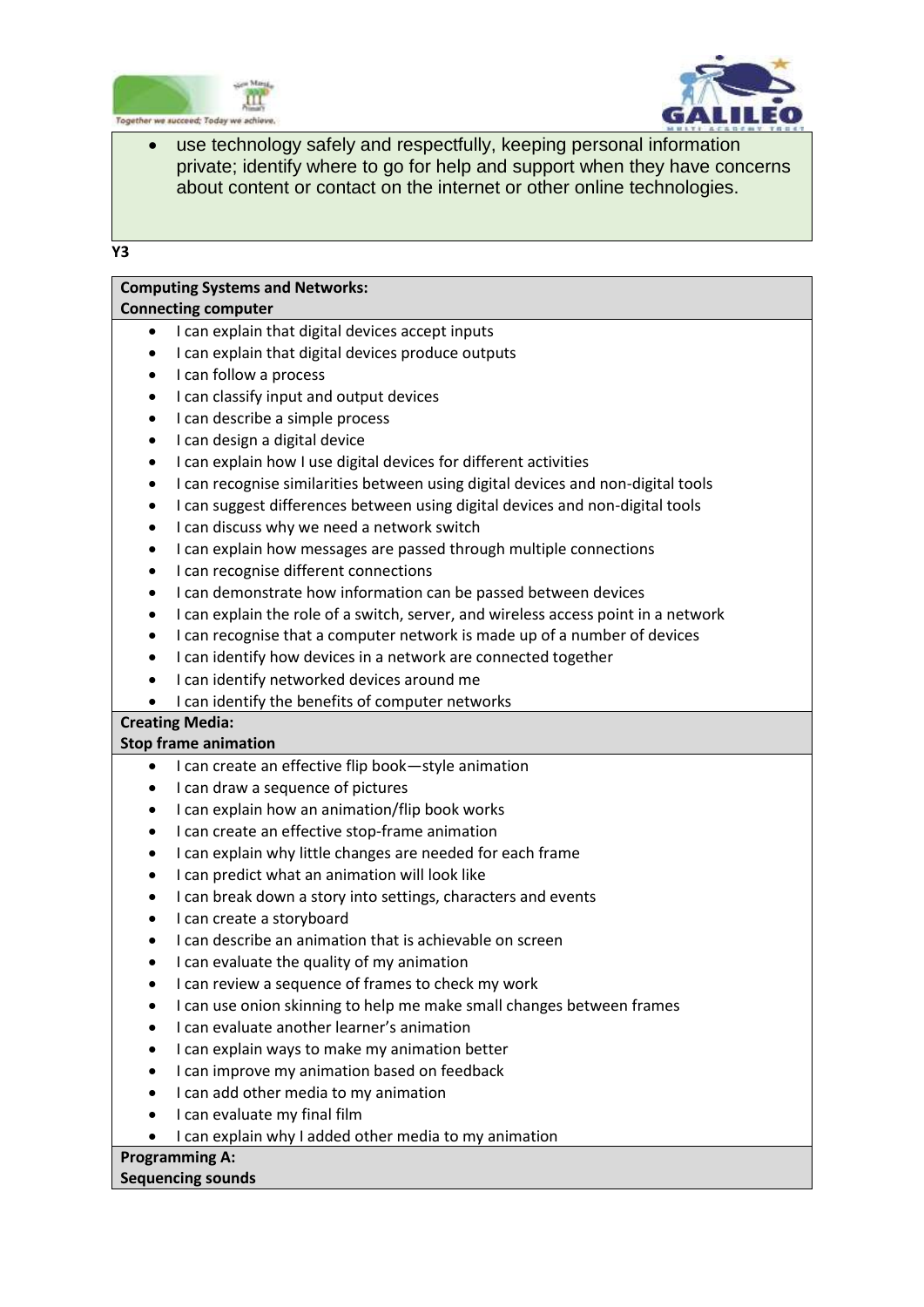- use technology safely and respectfully, keeping personal information private; identify where to go for help and support when they have concerns about content or contact on the internet or other online technologies.

**Y3**

**Computing Systems and Networks:**
**Connecting computer**

- I can explain that digital devices accept inputs
- I can explain that digital devices produce outputs
- I can follow a process
- I can classify input and output devices
- I can describe a simple process
- I can design a digital device
- I can explain how I use digital devices for different activities
- I can recognise similarities between using digital devices and non-digital tools
- I can suggest differences between using digital devices and non-digital tools
- I can discuss why we need a network switch
- I can explain how messages are passed through multiple connections
- I can recognise different connections
- I can demonstrate how information can be passed between devices
- I can explain the role of a switch, server, and wireless access point in a network
- I can recognise that a computer network is made up of a number of devices
- I can identify how devices in a network are connected together
- I can identify networked devices around me
- I can identify the benefits of computer networks

**Creating Media:**
**Stop frame animation**

- I can create an effective flip book—style animation
- I can draw a sequence of pictures
- I can explain how an animation/flip book works
- I can create an effective stop-frame animation
- I can explain why little changes are needed for each frame
- I can predict what an animation will look like
- I can break down a story into settings, characters and events
- I can create a storyboard
- I can describe an animation that is achievable on screen
- I can evaluate the quality of my animation
- I can review a sequence of frames to check my work
- I can use onion skinning to help me make small changes between frames
- I can evaluate another learner's animation
- I can explain ways to make my animation better
- I can improve my animation based on feedback
- I can add other media to my animation
- I can evaluate my final film
- I can explain why I added other media to my animation

**Programming A:**
**Sequencing sounds**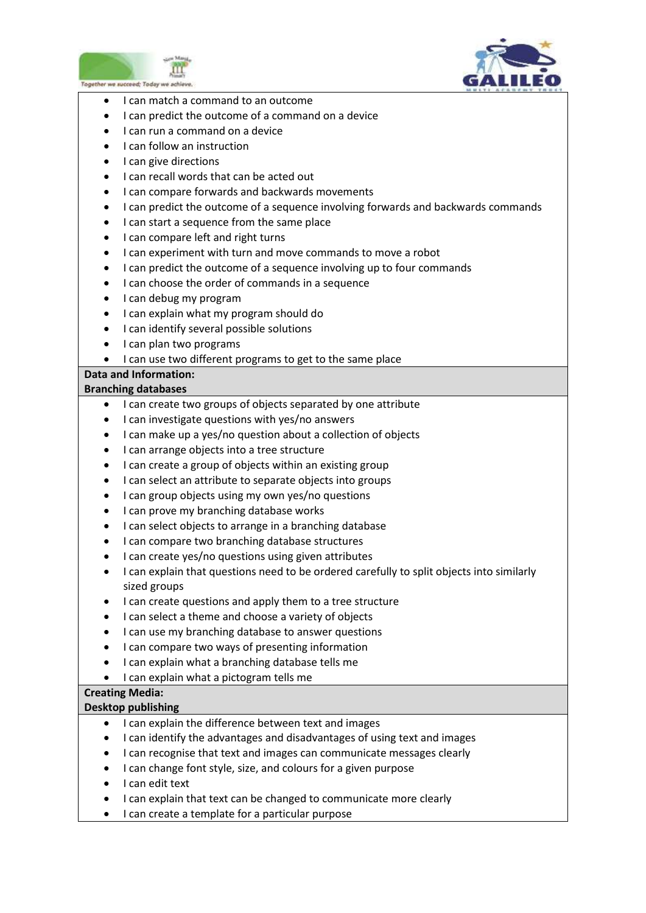- I can match a command to an outcome
- I can predict the outcome of a command on a device
- I can run a command on a device
- I can follow an instruction
- I can give directions
- I can recall words that can be acted out
- I can compare forwards and backwards movements
- I can predict the outcome of a sequence involving forwards and backwards commands
- I can start a sequence from the same place
- I can compare left and right turns
- I can experiment with turn and move commands to move a robot
- I can predict the outcome of a sequence involving up to four commands
- I can choose the order of commands in a sequence
- I can debug my program
- I can explain what my program should do
- I can identify several possible solutions
- I can plan two programs
- I can use two different programs to get to the same place

**Data and Information:**
**Branching databases**

- I can create two groups of objects separated by one attribute
- I can investigate questions with yes/no answers
- I can make up a yes/no question about a collection of objects
- I can arrange objects into a tree structure
- I can create a group of objects within an existing group
- I can select an attribute to separate objects into groups
- I can group objects using my own yes/no questions
- I can prove my branching database works
- I can select objects to arrange in a branching database
- I can compare two branching database structures
- I can create yes/no questions using given attributes
- I can explain that questions need to be ordered carefully to split objects into similarly sized groups
- I can create questions and apply them to a tree structure
- I can select a theme and choose a variety of objects
- I can use my branching database to answer questions
- I can compare two ways of presenting information
- I can explain what a branching database tells me
- I can explain what a pictogram tells me

**Creating Media:**
**Desktop publishing**

- I can explain the difference between text and images
- I can identify the advantages and disadvantages of using text and images
- I can recognise that text and images can communicate messages clearly
- I can change font style, size, and colours for a given purpose
- I can edit text
- I can explain that text can be changed to communicate more clearly
- I can create a template for a particular purpose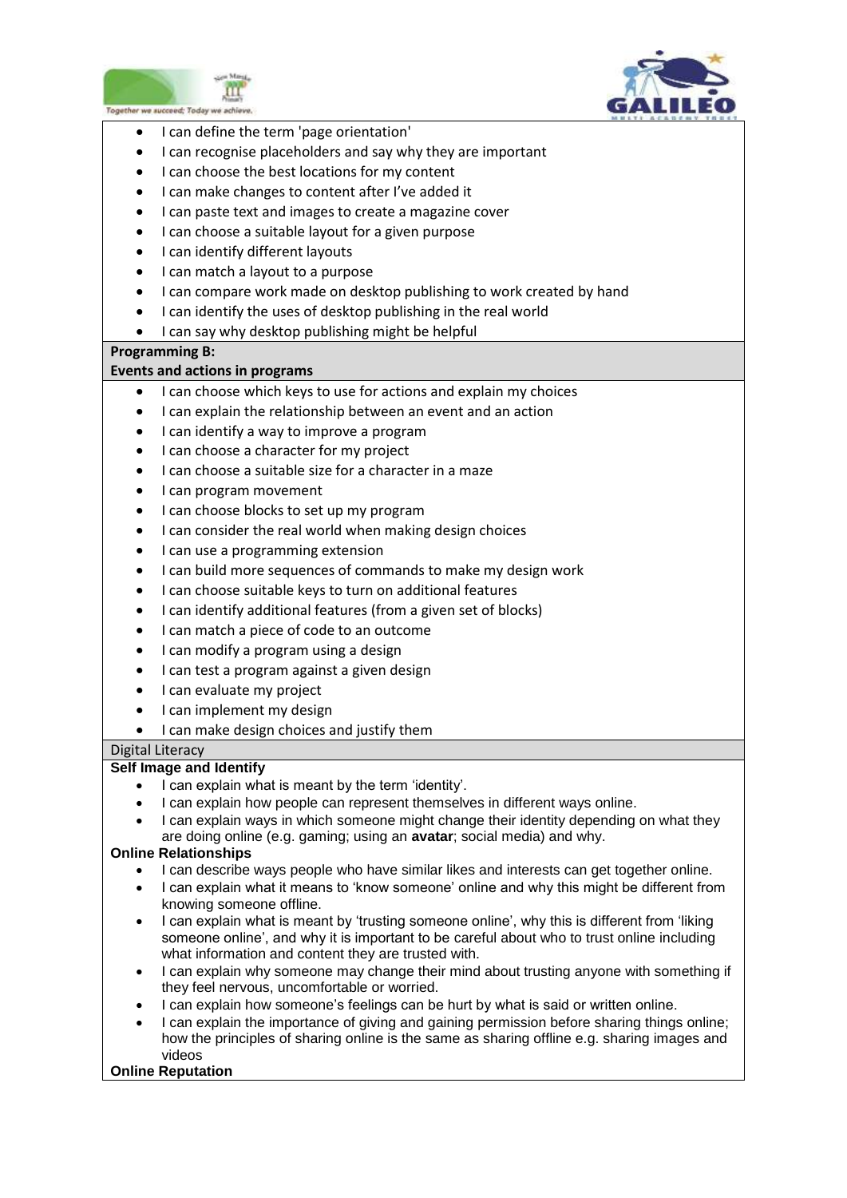- I can define the term 'page orientation'
- I can recognise placeholders and say why they are important
- I can choose the best locations for my content
- I can make changes to content after I've added it
- I can paste text and images to create a magazine cover
- I can choose a suitable layout for a given purpose
- I can identify different layouts
- I can match a layout to a purpose
- I can compare work made on desktop publishing to work created by hand
- I can identify the uses of desktop publishing in the real world
- I can say why desktop publishing might be helpful

**Programming B:**
**Events and actions in programs**

- I can choose which keys to use for actions and explain my choices
- I can explain the relationship between an event and an action
- I can identify a way to improve a program
- I can choose a character for my project
- I can choose a suitable size for a character in a maze
- I can program movement
- I can choose blocks to set up my program
- I can consider the real world when making design choices
- I can use a programming extension
- I can build more sequences of commands to make my design work
- I can choose suitable keys to turn on additional features
- I can identify additional features (from a given set of blocks)
- I can match a piece of code to an outcome
- I can modify a program using a design
- I can test a program against a given design
- I can evaluate my project
- I can implement my design
- I can make design choices and justify them

Digital Literacy

**Self Image and Identify**

- I can explain what is meant by the term 'identity'.
- I can explain how people can represent themselves in different ways online.
- I can explain ways in which someone might change their identity depending on what they are doing online (e.g. gaming; using an **avatar**; social media) and why.

**Online Relationships**

- I can describe ways people who have similar likes and interests can get together online.
- I can explain what it means to 'know someone' online and why this might be different from knowing someone offline.
- I can explain what is meant by 'trusting someone online', why this is different from 'liking someone online', and why it is important to be careful about who to trust online including what information and content they are trusted with.
- I can explain why someone may change their mind about trusting anyone with something if they feel nervous, uncomfortable or worried.
- I can explain how someone's feelings can be hurt by what is said or written online.
- I can explain the importance of giving and gaining permission before sharing things online; how the principles of sharing online is the same as sharing offline e.g. sharing images and videos

**Online Reputation**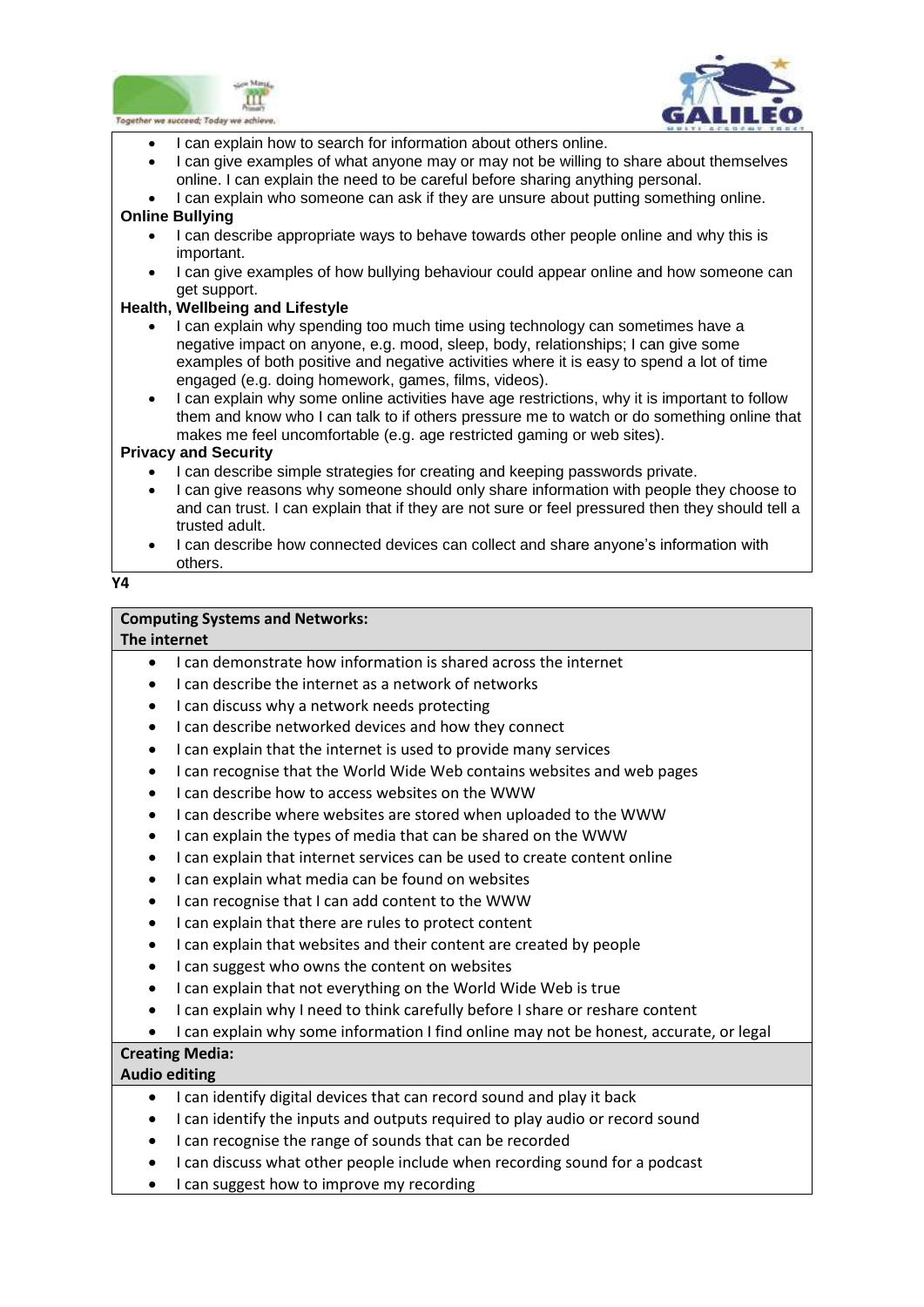- I can explain how to search for information about others online.
- I can give examples of what anyone may or may not be willing to share about themselves online. I can explain the need to be careful before sharing anything personal.
- I can explain who someone can ask if they are unsure about putting something online.

**Online Bullying**

- I can describe appropriate ways to behave towards other people online and why this is important.
- I can give examples of how bullying behaviour could appear online and how someone can get support.

**Health, Wellbeing and Lifestyle**

- I can explain why spending too much time using technology can sometimes have a negative impact on anyone, e.g. mood, sleep, body, relationships; I can give some examples of both positive and negative activities where it is easy to spend a lot of time engaged (e.g. doing homework, games, films, videos).
- I can explain why some online activities have age restrictions, why it is important to follow them and know who I can talk to if others pressure me to watch or do something online that makes me feel uncomfortable (e.g. age restricted gaming or web sites).

**Privacy and Security**

- I can describe simple strategies for creating and keeping passwords private.
- I can give reasons why someone should only share information with people they choose to and can trust. I can explain that if they are not sure or feel pressured then they should tell a trusted adult.
- I can describe how connected devices can collect and share anyone's information with others.

**Y4**

**Computing Systems and Networks:**
**The internet**

- I can demonstrate how information is shared across the internet
- I can describe the internet as a network of networks
- I can discuss why a network needs protecting
- I can describe networked devices and how they connect
- I can explain that the internet is used to provide many services
- I can recognise that the World Wide Web contains websites and web pages
- I can describe how to access websites on the WWW
- I can describe where websites are stored when uploaded to the WWW
- I can explain the types of media that can be shared on the WWW
- I can explain that internet services can be used to create content online
- I can explain what media can be found on websites
- I can recognise that I can add content to the WWW
- I can explain that there are rules to protect content
- I can explain that websites and their content are created by people
- I can suggest who owns the content on websites
- I can explain that not everything on the World Wide Web is true
- I can explain why I need to think carefully before I share or reshare content
- I can explain why some information I find online may not be honest, accurate, or legal

**Creating Media:**
**Audio editing**

- I can identify digital devices that can record sound and play it back
- I can identify the inputs and outputs required to play audio or record sound
- I can recognise the range of sounds that can be recorded
- I can discuss what other people include when recording sound for a podcast
- I can suggest how to improve my recording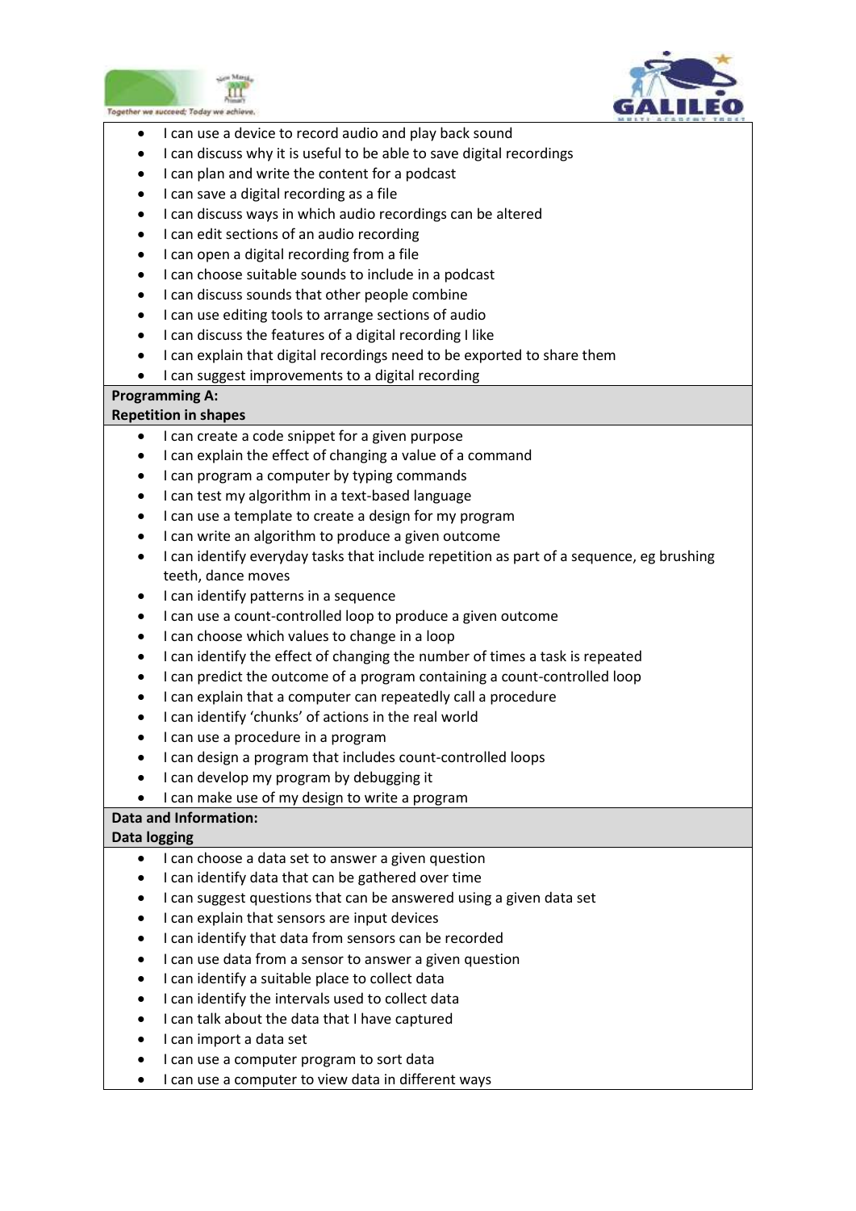- I can use a device to record audio and play back sound
- I can discuss why it is useful to be able to save digital recordings
- I can plan and write the content for a podcast
- I can save a digital recording as a file
- I can discuss ways in which audio recordings can be altered
- I can edit sections of an audio recording
- I can open a digital recording from a file
- I can choose suitable sounds to include in a podcast
- I can discuss sounds that other people combine
- I can use editing tools to arrange sections of audio
- I can discuss the features of a digital recording I like
- I can explain that digital recordings need to be exported to share them
- I can suggest improvements to a digital recording

**Programming A:**
**Repetition in shapes**

- I can create a code snippet for a given purpose
- I can explain the effect of changing a value of a command
- I can program a computer by typing commands
- I can test my algorithm in a text-based language
- I can use a template to create a design for my program
- I can write an algorithm to produce a given outcome
- I can identify everyday tasks that include repetition as part of a sequence, eg brushing teeth, dance moves
- I can identify patterns in a sequence
- I can use a count-controlled loop to produce a given outcome
- I can choose which values to change in a loop
- I can identify the effect of changing the number of times a task is repeated
- I can predict the outcome of a program containing a count-controlled loop
- I can explain that a computer can repeatedly call a procedure
- I can identify 'chunks' of actions in the real world
- I can use a procedure in a program
- I can design a program that includes count-controlled loops
- I can develop my program by debugging it
- I can make use of my design to write a program

**Data and Information:**
**Data logging**

- I can choose a data set to answer a given question
- I can identify data that can be gathered over time
- I can suggest questions that can be answered using a given data set
- I can explain that sensors are input devices
- I can identify that data from sensors can be recorded
- I can use data from a sensor to answer a given question
- I can identify a suitable place to collect data
- I can identify the intervals used to collect data
- I can talk about the data that I have captured
- I can import a data set
- I can use a computer program to sort data
- I can use a computer to view data in different ways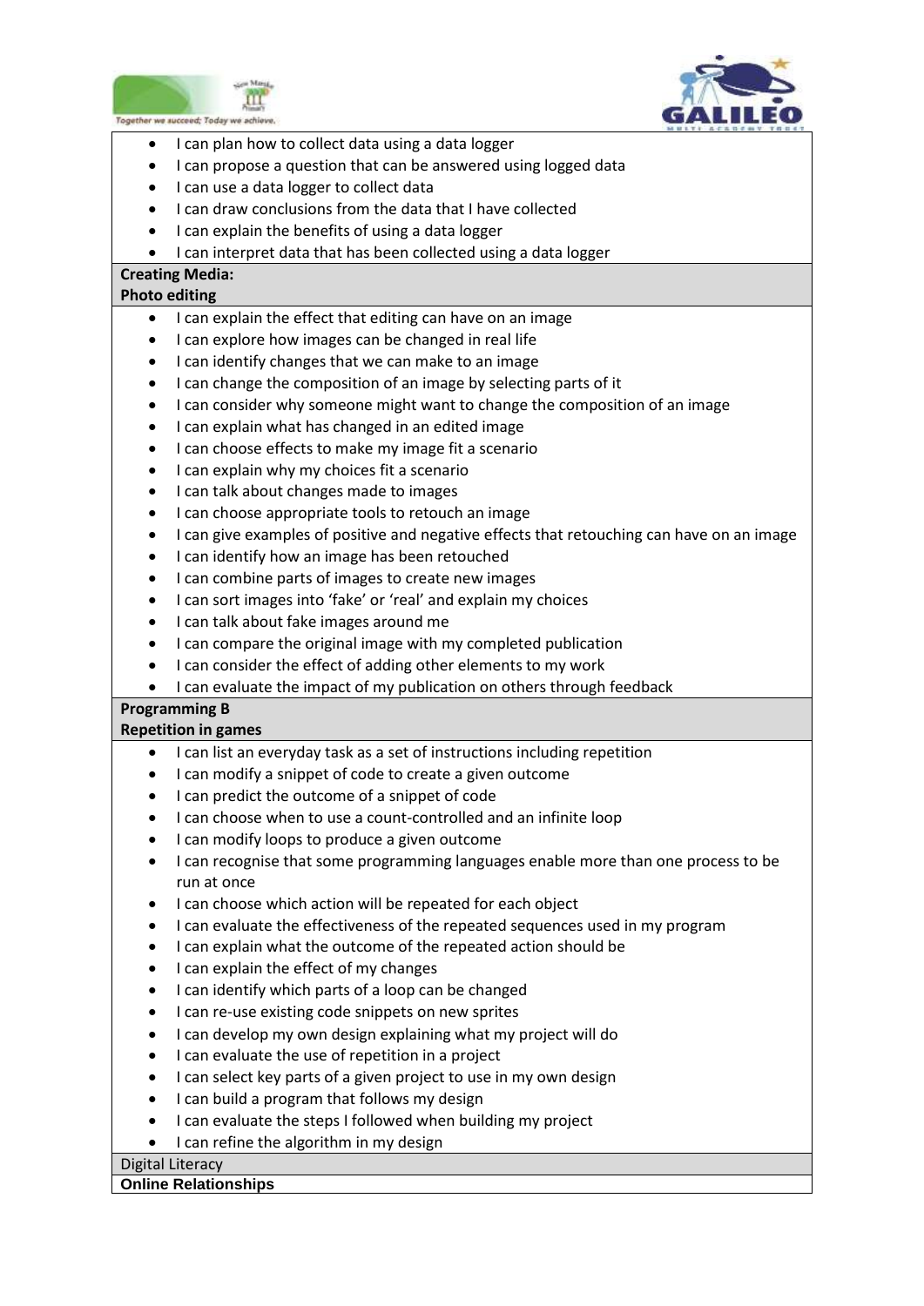- I can plan how to collect data using a data logger
- I can propose a question that can be answered using logged data
- I can use a data logger to collect data
- I can draw conclusions from the data that I have collected
- I can explain the benefits of using a data logger
- I can interpret data that has been collected using a data logger

**Creating Media:**
**Photo editing**

- I can explain the effect that editing can have on an image
- I can explore how images can be changed in real life
- I can identify changes that we can make to an image
- I can change the composition of an image by selecting parts of it
- I can consider why someone might want to change the composition of an image
- I can explain what has changed in an edited image
- I can choose effects to make my image fit a scenario
- I can explain why my choices fit a scenario
- I can talk about changes made to images
- I can choose appropriate tools to retouch an image
- I can give examples of positive and negative effects that retouching can have on an image
- I can identify how an image has been retouched
- I can combine parts of images to create new images
- I can sort images into 'fake' or 'real' and explain my choices
- I can talk about fake images around me
- I can compare the original image with my completed publication
- I can consider the effect of adding other elements to my work
- I can evaluate the impact of my publication on others through feedback

**Programming B**
**Repetition in games**

- I can list an everyday task as a set of instructions including repetition
- I can modify a snippet of code to create a given outcome
- I can predict the outcome of a snippet of code
- I can choose when to use a count-controlled and an infinite loop
- I can modify loops to produce a given outcome
- I can recognise that some programming languages enable more than one process to be run at once
- I can choose which action will be repeated for each object
- I can evaluate the effectiveness of the repeated sequences used in my program
- I can explain what the outcome of the repeated action should be
- I can explain the effect of my changes
- I can identify which parts of a loop can be changed
- I can re-use existing code snippets on new sprites
- I can develop my own design explaining what my project will do
- I can evaluate the use of repetition in a project
- I can select key parts of a given project to use in my own design
- I can build a program that follows my design
- I can evaluate the steps I followed when building my project
- I can refine the algorithm in my design

Digital Literacy

**Online Relationships**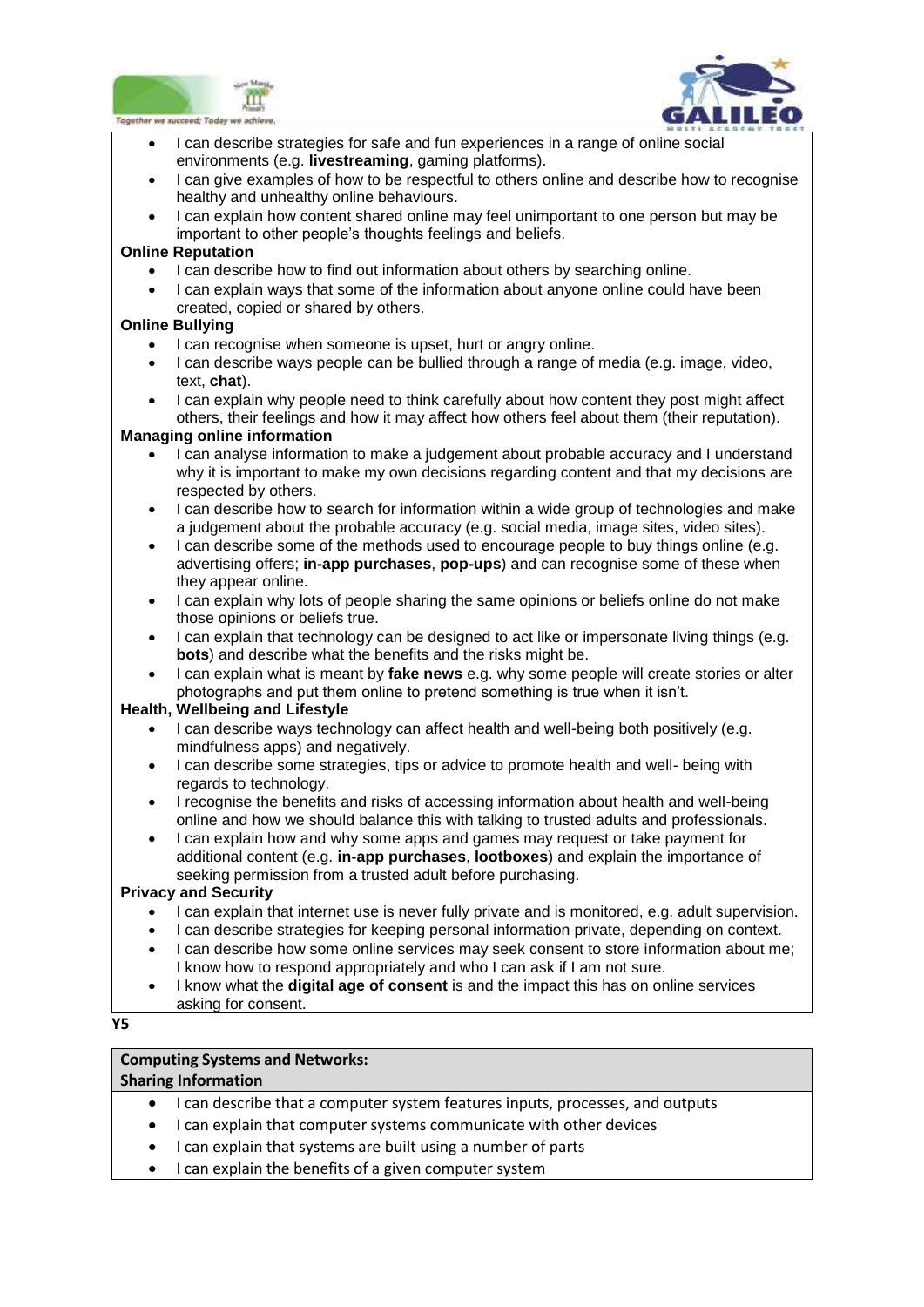- I can describe strategies for safe and fun experiences in a range of online social environments (e.g. **livestreaming**, gaming platforms).
- I can give examples of how to be respectful to others online and describe how to recognise healthy and unhealthy online behaviours.
- I can explain how content shared online may feel unimportant to one person but may be important to other people's thoughts feelings and beliefs.

**Online Reputation**

- I can describe how to find out information about others by searching online.
- I can explain ways that some of the information about anyone online could have been created, copied or shared by others.

**Online Bullying**

- I can recognise when someone is upset, hurt or angry online.
- I can describe ways people can be bullied through a range of media (e.g. image, video, text, **chat**).
- I can explain why people need to think carefully about how content they post might affect others, their feelings and how it may affect how others feel about them (their reputation).

**Managing online information**

- I can analyse information to make a judgement about probable accuracy and I understand why it is important to make my own decisions regarding content and that my decisions are respected by others.
- I can describe how to search for information within a wide group of technologies and make a judgement about the probable accuracy (e.g. social media, image sites, video sites).
- I can describe some of the methods used to encourage people to buy things online (e.g. advertising offers; **in-app purchases**, **pop-ups**) and can recognise some of these when they appear online.
- I can explain why lots of people sharing the same opinions or beliefs online do not make those opinions or beliefs true.
- I can explain that technology can be designed to act like or impersonate living things (e.g. **bots**) and describe what the benefits and the risks might be.
- I can explain what is meant by **fake news** e.g. why some people will create stories or alter photographs and put them online to pretend something is true when it isn't.

**Health, Wellbeing and Lifestyle**

- I can describe ways technology can affect health and well-being both positively (e.g. mindfulness apps) and negatively.
- I can describe some strategies, tips or advice to promote health and well- being with regards to technology.
- I recognise the benefits and risks of accessing information about health and well-being online and how we should balance this with talking to trusted adults and professionals.
- I can explain how and why some apps and games may request or take payment for additional content (e.g. **in-app purchases**, **lootboxes**) and explain the importance of seeking permission from a trusted adult before purchasing.

**Privacy and Security**

- I can explain that internet use is never fully private and is monitored, e.g. adult supervision.
- I can describe strategies for keeping personal information private, depending on context.
- I can describe how some online services may seek consent to store information about me; I know how to respond appropriately and who I can ask if I am not sure.
- I know what the **digital age of consent** is and the impact this has on online services asking for consent.

**Y5**

**Computing Systems and Networks:**
**Sharing Information**

- I can describe that a computer system features inputs, processes, and outputs
- I can explain that computer systems communicate with other devices
- I can explain that systems are built using a number of parts
- I can explain the benefits of a given computer system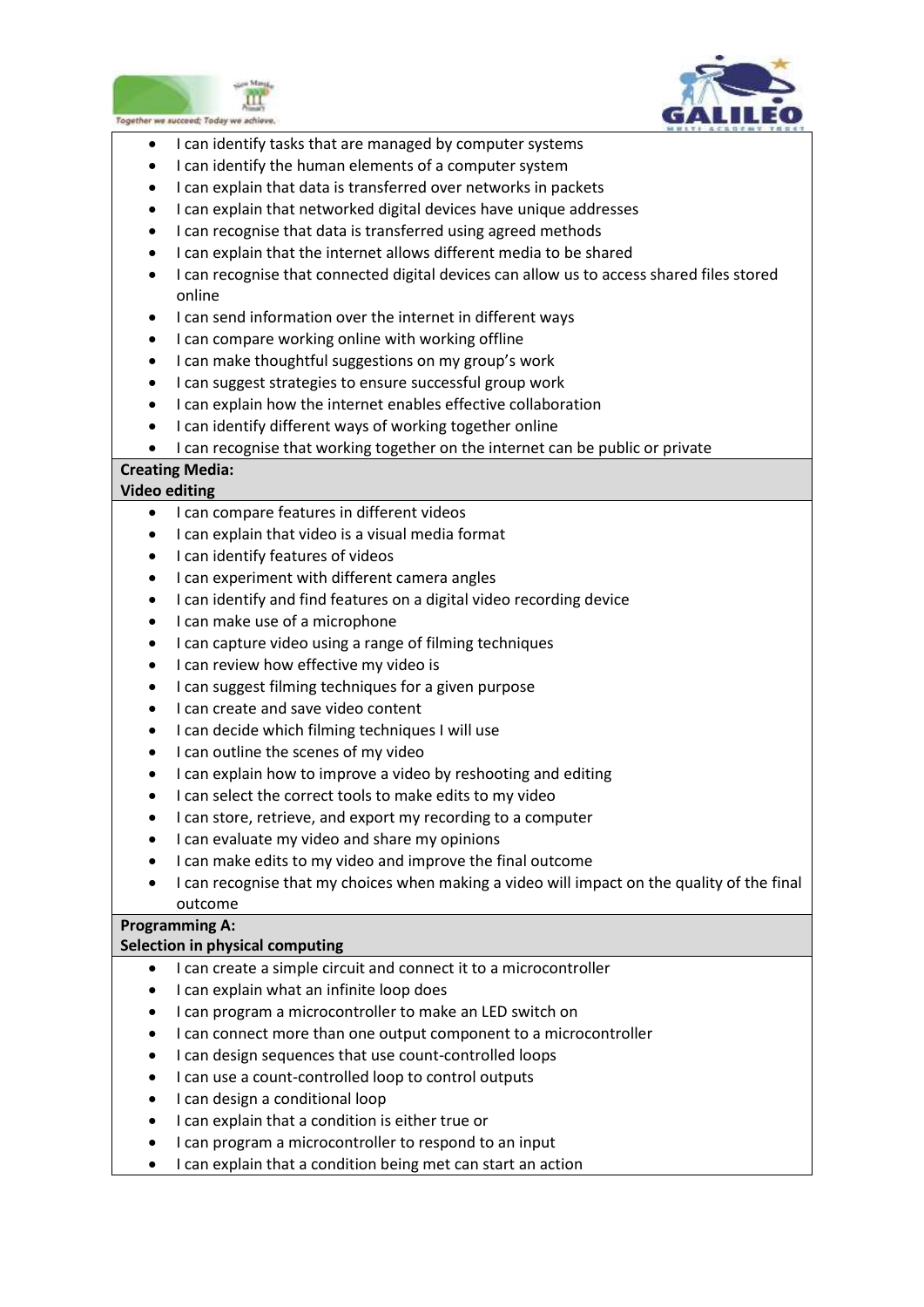- I can identify tasks that are managed by computer systems
- I can identify the human elements of a computer system
- I can explain that data is transferred over networks in packets
- I can explain that networked digital devices have unique addresses
- I can recognise that data is transferred using agreed methods
- I can explain that the internet allows different media to be shared
- I can recognise that connected digital devices can allow us to access shared files stored online
- I can send information over the internet in different ways
- I can compare working online with working offline
- I can make thoughtful suggestions on my group's work
- I can suggest strategies to ensure successful group work
- I can explain how the internet enables effective collaboration
- I can identify different ways of working together online
- I can recognise that working together on the internet can be public or private

**Creating Media:**
**Video editing**

- I can compare features in different videos
- I can explain that video is a visual media format
- I can identify features of videos
- I can experiment with different camera angles
- I can identify and find features on a digital video recording device
- I can make use of a microphone
- I can capture video using a range of filming techniques
- I can review how effective my video is
- I can suggest filming techniques for a given purpose
- I can create and save video content
- I can decide which filming techniques I will use
- I can outline the scenes of my video
- I can explain how to improve a video by reshooting and editing
- I can select the correct tools to make edits to my video
- I can store, retrieve, and export my recording to a computer
- I can evaluate my video and share my opinions
- I can make edits to my video and improve the final outcome
- I can recognise that my choices when making a video will impact on the quality of the final outcome

**Programming A:**
**Selection in physical computing**

- I can create a simple circuit and connect it to a microcontroller
- I can explain what an infinite loop does
- I can program a microcontroller to make an LED switch on
- I can connect more than one output component to a microcontroller
- I can design sequences that use count-controlled loops
- I can use a count-controlled loop to control outputs
- I can design a conditional loop
- I can explain that a condition is either true or
- I can program a microcontroller to respond to an input
- I can explain that a condition being met can start an action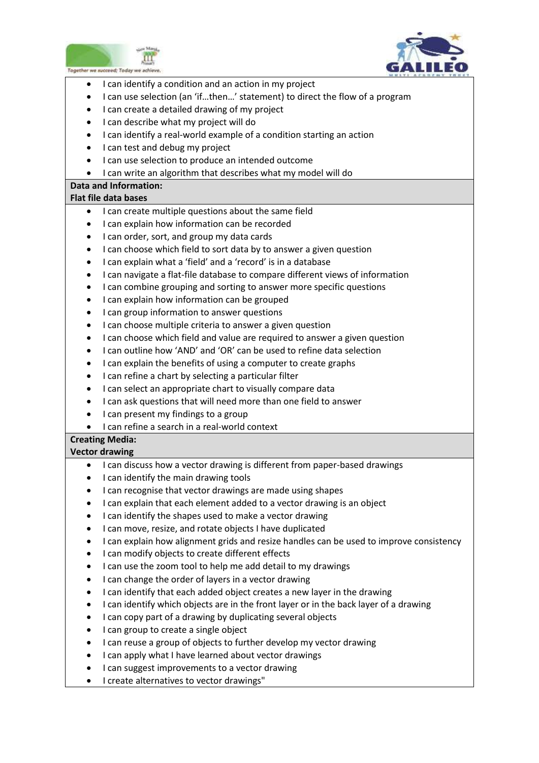- I can identify a condition and an action in my project
- I can use selection (an 'if…then…' statement) to direct the flow of a program
- I can create a detailed drawing of my project
- I can describe what my project will do
- I can identify a real-world example of a condition starting an action
- I can test and debug my project
- I can use selection to produce an intended outcome
- I can write an algorithm that describes what my model will do

**Data and Information:**
**Flat file data bases**

- I can create multiple questions about the same field
- I can explain how information can be recorded
- I can order, sort, and group my data cards
- I can choose which field to sort data by to answer a given question
- I can explain what a 'field' and a 'record' is in a database
- I can navigate a flat-file database to compare different views of information
- I can combine grouping and sorting to answer more specific questions
- I can explain how information can be grouped
- I can group information to answer questions
- I can choose multiple criteria to answer a given question
- I can choose which field and value are required to answer a given question
- I can outline how 'AND' and 'OR' can be used to refine data selection
- I can explain the benefits of using a computer to create graphs
- I can refine a chart by selecting a particular filter
- I can select an appropriate chart to visually compare data
- I can ask questions that will need more than one field to answer
- I can present my findings to a group
- I can refine a search in a real-world context

**Creating Media:**
**Vector drawing**

- I can discuss how a vector drawing is different from paper-based drawings
- I can identify the main drawing tools
- I can recognise that vector drawings are made using shapes
- I can explain that each element added to a vector drawing is an object
- I can identify the shapes used to make a vector drawing
- I can move, resize, and rotate objects I have duplicated
- I can explain how alignment grids and resize handles can be used to improve consistency
- I can modify objects to create different effects
- I can use the zoom tool to help me add detail to my drawings
- I can change the order of layers in a vector drawing
- I can identify that each added object creates a new layer in the drawing
- I can identify which objects are in the front layer or in the back layer of a drawing
- I can copy part of a drawing by duplicating several objects
- I can group to create a single object
- I can reuse a group of objects to further develop my vector drawing
- I can apply what I have learned about vector drawings
- I can suggest improvements to a vector drawing
- I create alternatives to vector drawings"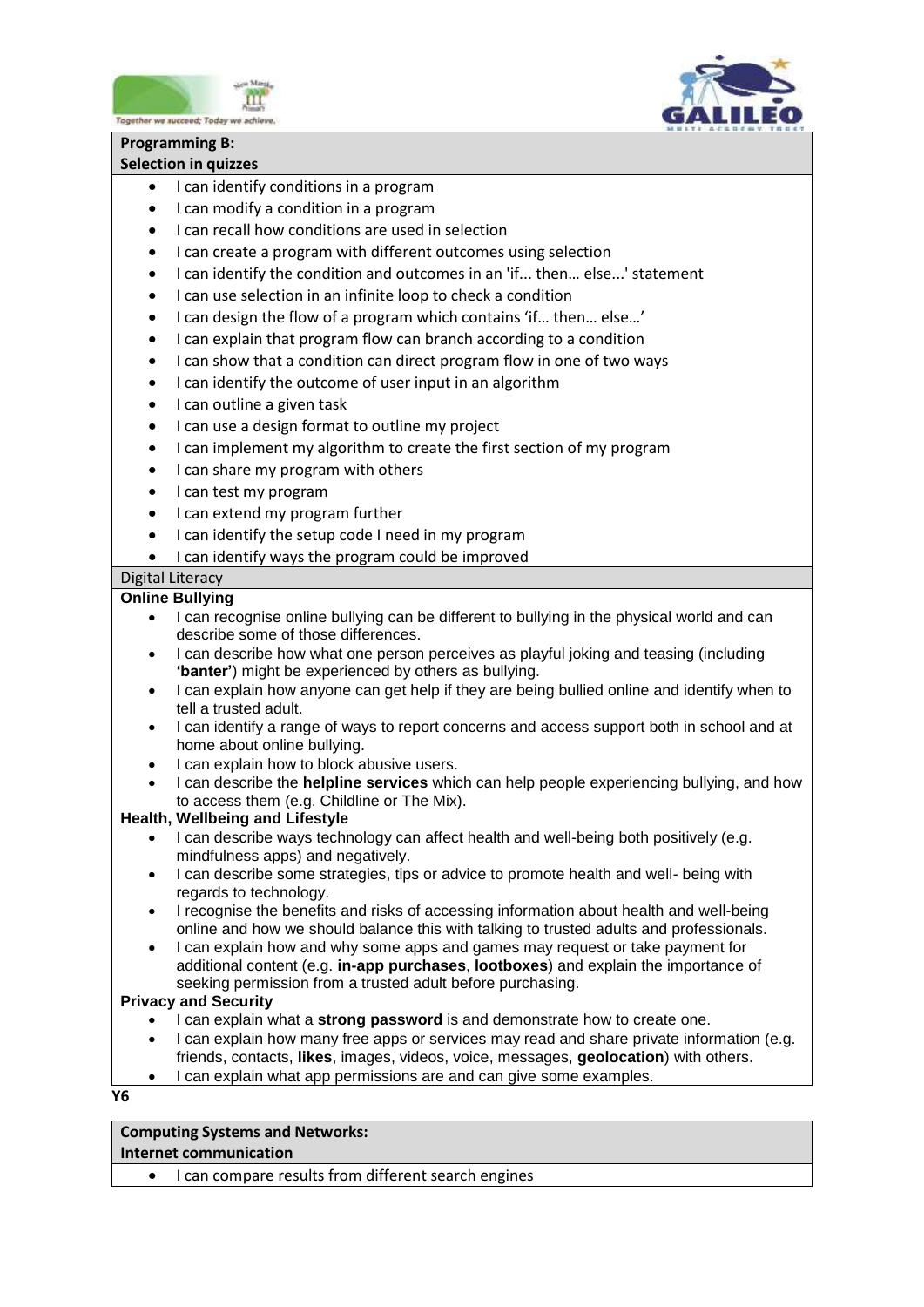**Programming B:**
**Selection in quizzes**

- I can identify conditions in a program
- I can modify a condition in a program
- I can recall how conditions are used in selection
- I can create a program with different outcomes using selection
- I can identify the condition and outcomes in an 'if... then… else...' statement
- I can use selection in an infinite loop to check a condition
- I can design the flow of a program which contains 'if… then… else…'
- I can explain that program flow can branch according to a condition
- I can show that a condition can direct program flow in one of two ways
- I can identify the outcome of user input in an algorithm
- I can outline a given task
- I can use a design format to outline my project
- I can implement my algorithm to create the first section of my program
- I can share my program with others
- I can test my program
- I can extend my program further
- I can identify the setup code I need in my program
- I can identify ways the program could be improved

Digital Literacy

**Online Bullying**

- I can recognise online bullying can be different to bullying in the physical world and can describe some of those differences.
- I can describe how what one person perceives as playful joking and teasing (including **'banter'**) might be experienced by others as bullying.
- I can explain how anyone can get help if they are being bullied online and identify when to tell a trusted adult.
- I can identify a range of ways to report concerns and access support both in school and at home about online bullying.
- I can explain how to block abusive users.
- I can describe the **helpline services** which can help people experiencing bullying, and how to access them (e.g. Childline or The Mix).

**Health, Wellbeing and Lifestyle**

- I can describe ways technology can affect health and well-being both positively (e.g. mindfulness apps) and negatively.
- I can describe some strategies, tips or advice to promote health and well- being with regards to technology.
- I recognise the benefits and risks of accessing information about health and well-being online and how we should balance this with talking to trusted adults and professionals.
- I can explain how and why some apps and games may request or take payment for additional content (e.g. **in-app purchases**, **lootboxes**) and explain the importance of seeking permission from a trusted adult before purchasing.

**Privacy and Security**

- I can explain what a **strong password** is and demonstrate how to create one.
- I can explain how many free apps or services may read and share private information (e.g. friends, contacts, **likes**, images, videos, voice, messages, **geolocation**) with others.
- I can explain what app permissions are and can give some examples.

**Y6**

**Computing Systems and Networks:**
**Internet communication**

- I can compare results from different search engines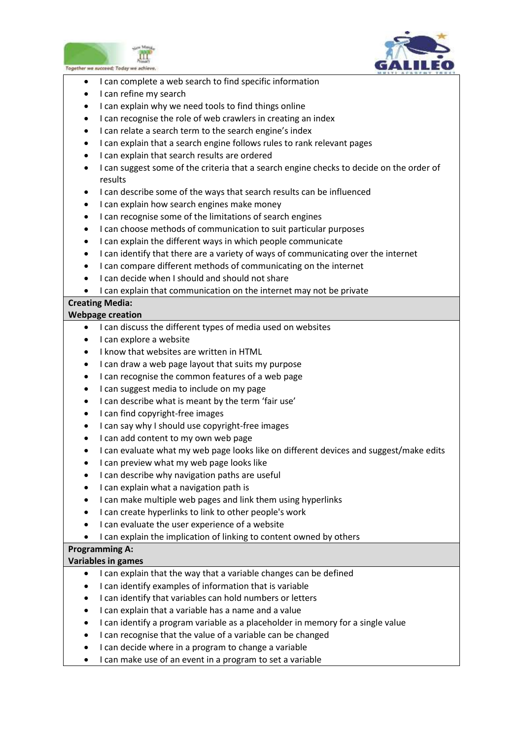- I can complete a web search to find specific information
- I can refine my search
- I can explain why we need tools to find things online
- I can recognise the role of web crawlers in creating an index
- I can relate a search term to the search engine's index
- I can explain that a search engine follows rules to rank relevant pages
- I can explain that search results are ordered
- I can suggest some of the criteria that a search engine checks to decide on the order of results
- I can describe some of the ways that search results can be influenced
- I can explain how search engines make money
- I can recognise some of the limitations of search engines
- I can choose methods of communication to suit particular purposes
- I can explain the different ways in which people communicate
- I can identify that there are a variety of ways of communicating over the internet
- I can compare different methods of communicating on the internet
- I can decide when I should and should not share
- I can explain that communication on the internet may not be private

**Creating Media:**
**Webpage creation**

- I can discuss the different types of media used on websites
- I can explore a website
- I know that websites are written in HTML
- I can draw a web page layout that suits my purpose
- I can recognise the common features of a web page
- I can suggest media to include on my page
- I can describe what is meant by the term 'fair use'
- I can find copyright-free images
- I can say why I should use copyright-free images
- I can add content to my own web page
- I can evaluate what my web page looks like on different devices and suggest/make edits
- I can preview what my web page looks like
- I can describe why navigation paths are useful
- I can explain what a navigation path is
- I can make multiple web pages and link them using hyperlinks
- I can create hyperlinks to link to other people's work
- I can evaluate the user experience of a website
- I can explain the implication of linking to content owned by others

**Programming A:**
**Variables in games**

- I can explain that the way that a variable changes can be defined
- I can identify examples of information that is variable
- I can identify that variables can hold numbers or letters
- I can explain that a variable has a name and a value
- I can identify a program variable as a placeholder in memory for a single value
- I can recognise that the value of a variable can be changed
- I can decide where in a program to change a variable
- I can make use of an event in a program to set a variable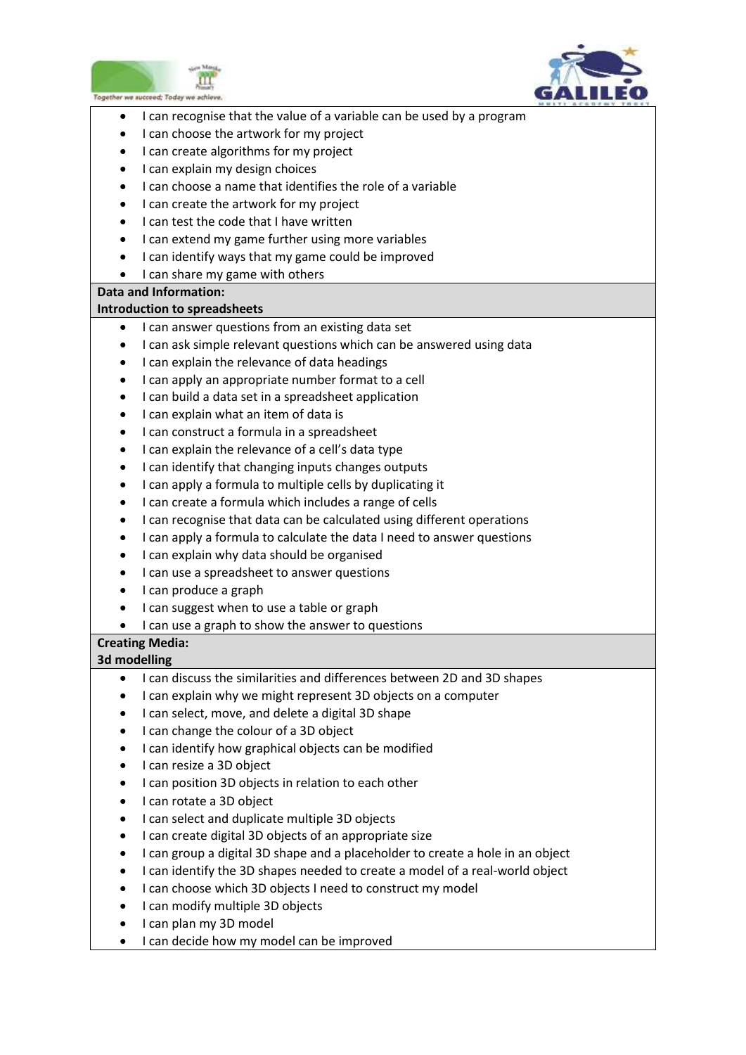- I can recognise that the value of a variable can be used by a program
- I can choose the artwork for my project
- I can create algorithms for my project
- I can explain my design choices
- I can choose a name that identifies the role of a variable
- I can create the artwork for my project
- I can test the code that I have written
- I can extend my game further using more variables
- I can identify ways that my game could be improved
- I can share my game with others

**Data and Information:**
**Introduction to spreadsheets**

- I can answer questions from an existing data set
- I can ask simple relevant questions which can be answered using data
- I can explain the relevance of data headings
- I can apply an appropriate number format to a cell
- I can build a data set in a spreadsheet application
- I can explain what an item of data is
- I can construct a formula in a spreadsheet
- I can explain the relevance of a cell's data type
- I can identify that changing inputs changes outputs
- I can apply a formula to multiple cells by duplicating it
- I can create a formula which includes a range of cells
- I can recognise that data can be calculated using different operations
- I can apply a formula to calculate the data I need to answer questions
- I can explain why data should be organised
- I can use a spreadsheet to answer questions
- I can produce a graph
- I can suggest when to use a table or graph
- I can use a graph to show the answer to questions

**Creating Media:**
**3d modelling**

- I can discuss the similarities and differences between 2D and 3D shapes
- I can explain why we might represent 3D objects on a computer
- I can select, move, and delete a digital 3D shape
- I can change the colour of a 3D object
- I can identify how graphical objects can be modified
- I can resize a 3D object
- I can position 3D objects in relation to each other
- I can rotate a 3D object
- I can select and duplicate multiple 3D objects
- I can create digital 3D objects of an appropriate size
- I can group a digital 3D shape and a placeholder to create a hole in an object
- I can identify the 3D shapes needed to create a model of a real-world object
- I can choose which 3D objects I need to construct my model
- I can modify multiple 3D objects
- I can plan my 3D model
- I can decide how my model can be improved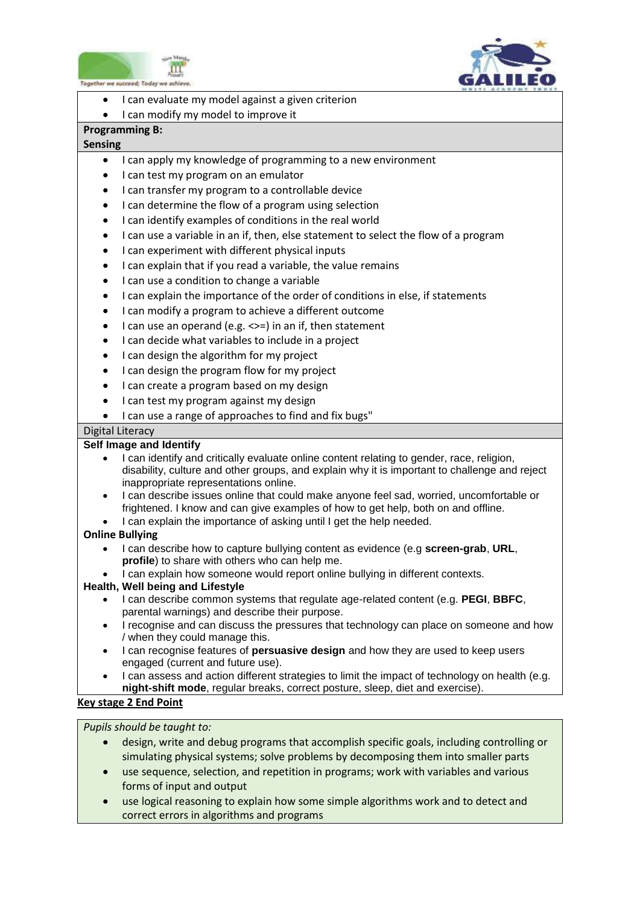- I can evaluate my model against a given criterion
- I can modify my model to improve it

**Programming B:**
**Sensing**

- I can apply my knowledge of programming to a new environment
- I can test my program on an emulator
- I can transfer my program to a controllable device
- I can determine the flow of a program using selection
- I can identify examples of conditions in the real world
- I can use a variable in an if, then, else statement to select the flow of a program
- I can experiment with different physical inputs
- I can explain that if you read a variable, the value remains
- I can use a condition to change a variable
- I can explain the importance of the order of conditions in else, if statements
- I can modify a program to achieve a different outcome
- I can use an operand (e.g. <>=) in an if, then statement
- I can decide what variables to include in a project
- I can design the algorithm for my project
- I can design the program flow for my project
- I can create a program based on my design
- I can test my program against my design
- I can use a range of approaches to find and fix bugs"

Digital Literacy

**Self Image and Identify**

- I can identify and critically evaluate online content relating to gender, race, religion, disability, culture and other groups, and explain why it is important to challenge and reject inappropriate representations online.
- I can describe issues online that could make anyone feel sad, worried, uncomfortable or frightened. I know and can give examples of how to get help, both on and offline.
- I can explain the importance of asking until I get the help needed.

**Online Bullying**

- I can describe how to capture bullying content as evidence (e.g **screen-grab**, **URL**, **profile**) to share with others who can help me.
- I can explain how someone would report online bullying in different contexts.

**Health, Well being and Lifestyle**

- I can describe common systems that regulate age-related content (e.g. **PEGI**, **BBFC**, parental warnings) and describe their purpose.
- I recognise and can discuss the pressures that technology can place on someone and how / when they could manage this.
- I can recognise features of **persuasive design** and how they are used to keep users engaged (current and future use).
- I can assess and action different strategies to limit the impact of technology on health (e.g. **night-shift mode**, regular breaks, correct posture, sleep, diet and exercise).

**Key stage 2 End Point**

*Pupils should be taught to:*

- design, write and debug programs that accomplish specific goals, including controlling or simulating physical systems; solve problems by decomposing them into smaller parts
- use sequence, selection, and repetition in programs; work with variables and various forms of input and output
- use logical reasoning to explain how some simple algorithms work and to detect and correct errors in algorithms and programs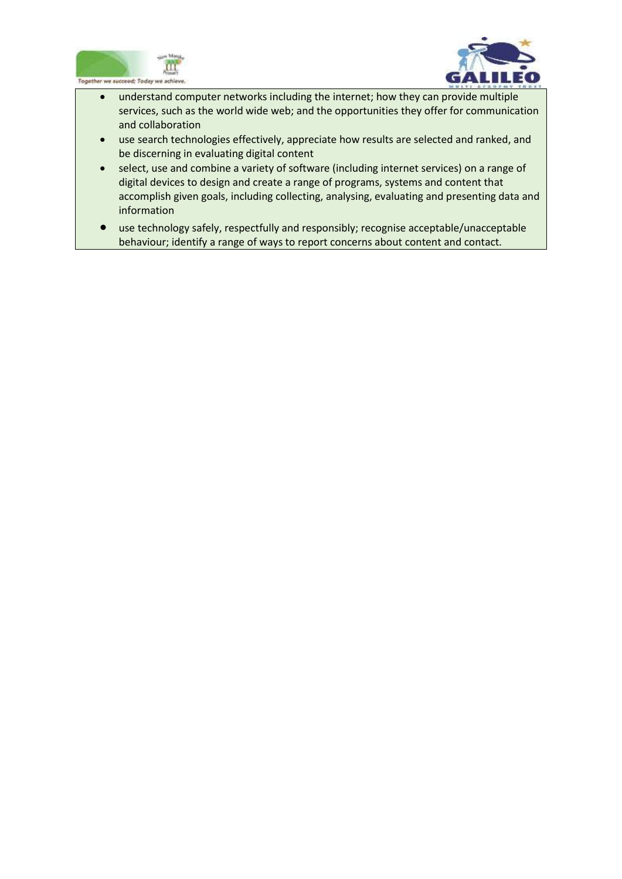- understand computer networks including the internet; how they can provide multiple services, such as the world wide web; and the opportunities they offer for communication and collaboration
- use search technologies effectively, appreciate how results are selected and ranked, and be discerning in evaluating digital content
- select, use and combine a variety of software (including internet services) on a range of digital devices to design and create a range of programs, systems and content that accomplish given goals, including collecting, analysing, evaluating and presenting data and information
- use technology safely, respectfully and responsibly; recognise acceptable/unacceptable behaviour; identify a range of ways to report concerns about content and contact.